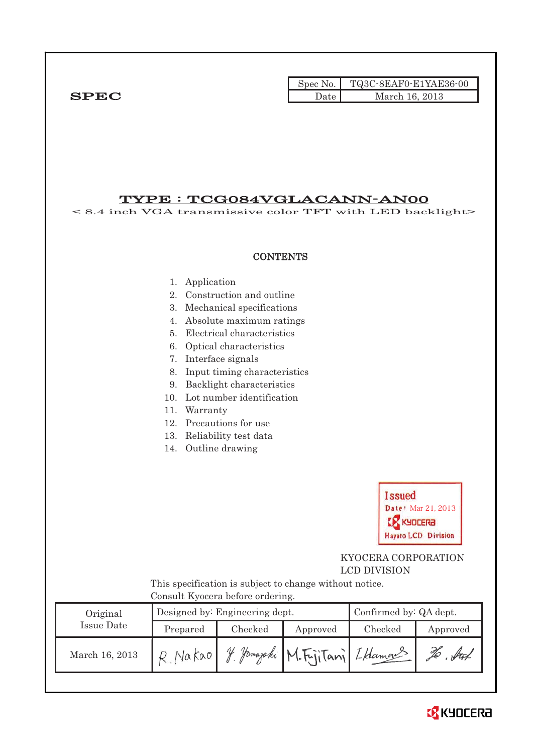**SPEC**

| Spec No. | TQ3C-8EAF0-E1YAE36-00 |
|---|---|
| Date | March 16, 2013 |

# TYPE : TCG084VGLACANN-AN00

< 8.4 inch VGA transmissive color TFT with LED backlight>

## CONTENTS

1. Application
2. Construction and outline
3. Mechanical specifications
4. Absolute maximum ratings
5. Electrical characteristics
6. Optical characteristics
7. Interface signals
8. Input timing characteristics
9. Backlight characteristics
10. Lot number identification
11. Warranty
12. Precautions for use
13. Reliability test data
14. Outline drawing

Issued
Date: Mar 21, 2013
KYOCERA
Hayato LCD Division

KYOCERA CORPORATION
LCD DIVISION

This specification is subject to change without notice.
Consult Kyocera before ordering.

| Original Issue Date | Designed by: Engineering dept. | | | Confirmed by: QA dept. | |
|---|---|---|---|---|---|
| | Prepared | Checked | Approved | Checked | Approved |
| March 16, 2013 | R. Nakao | Y. Yamazaki | M. Fujitani | I. Hamada | |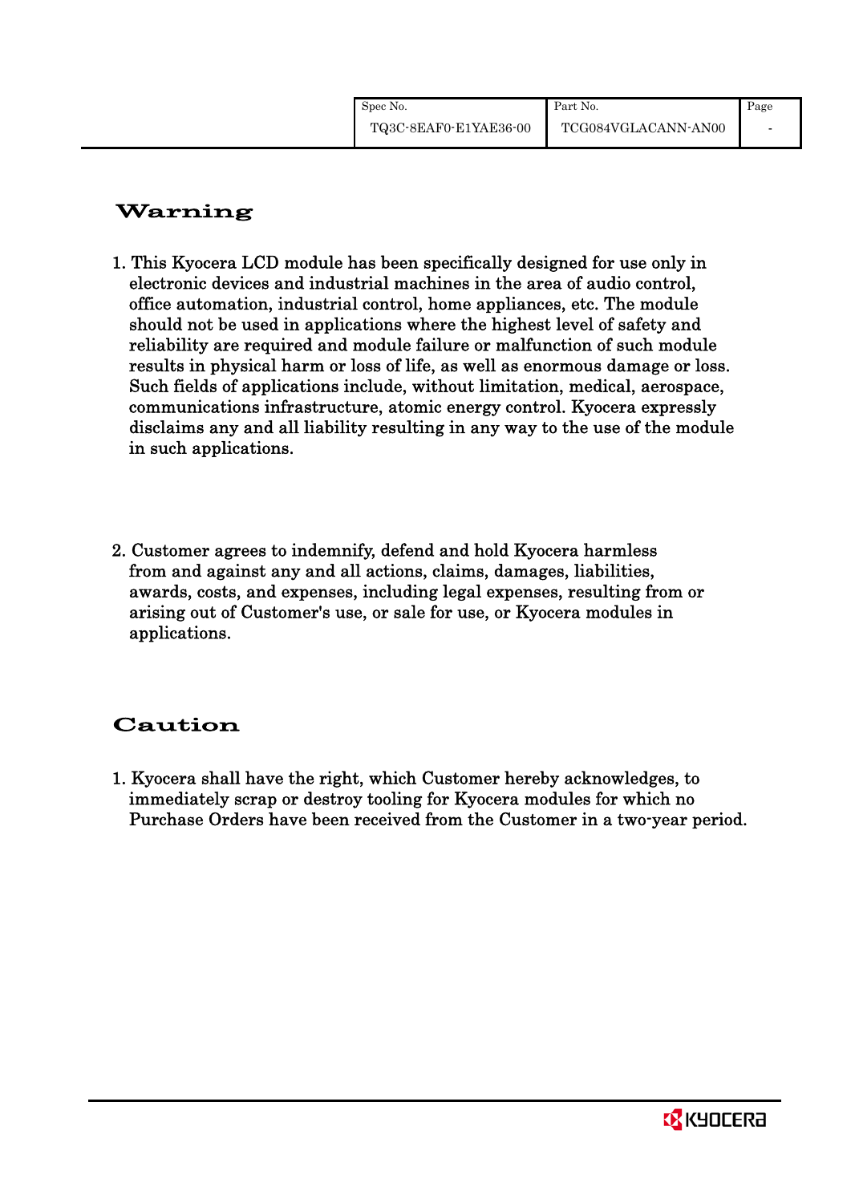## Warning

1. This Kyocera LCD module has been specifically designed for use only in electronic devices and industrial machines in the area of audio control, office automation, industrial control, home appliances, etc. The module should not be used in applications where the highest level of safety and reliability are required and module failure or malfunction of such module results in physical harm or loss of life, as well as enormous damage or loss. Such fields of applications include, without limitation, medical, aerospace, communications infrastructure, atomic energy control. Kyocera expressly disclaims any and all liability resulting in any way to the use of the module in such applications.

2. Customer agrees to indemnify, defend and hold Kyocera harmless from and against any and all actions, claims, damages, liabilities, awards, costs, and expenses, including legal expenses, resulting from or arising out of Customer's use, or sale for use, or Kyocera modules in applications.

## Caution

1. Kyocera shall have the right, which Customer hereby acknowledges, to immediately scrap or destroy tooling for Kyocera modules for which no Purchase Orders have been received from the Customer in a two-year period.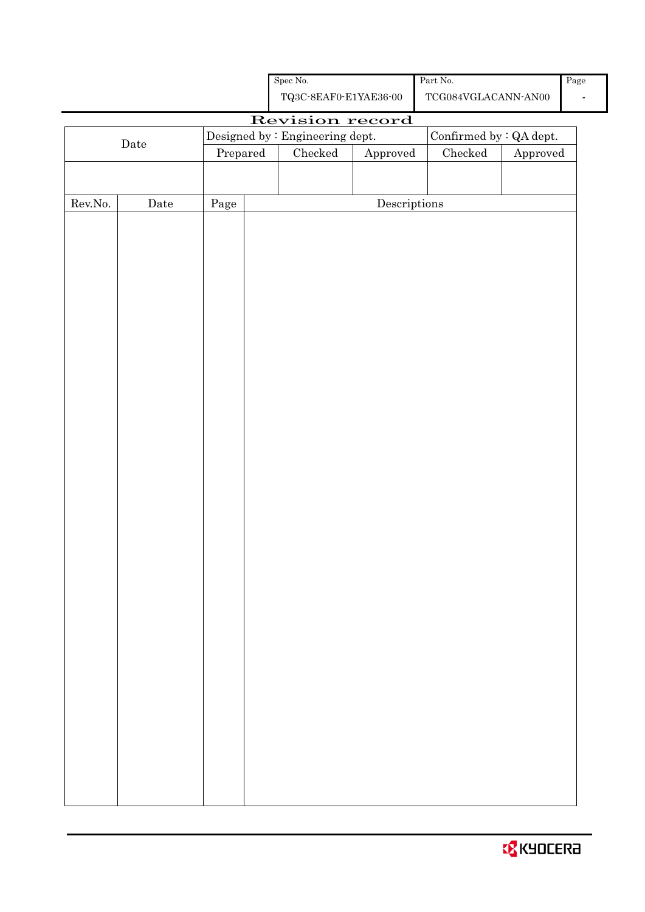| Spec No. | Part No. | Page |
|---|---|---|
| TQ3C-8EAF0-E1YAE36-00 | TCG084VGLACANN-AN00 | - |

# Revision record

| Date | Designed by : Engineering dept. | | | Confirmed by : QA dept. | |
|---|---|---|---|---|---|
| | Prepared | Checked | Approved | Checked | Approved |
| | | | | | |

| Rev.No. | Date | Page | Descriptions |
|---|---|---|---|
| | | | |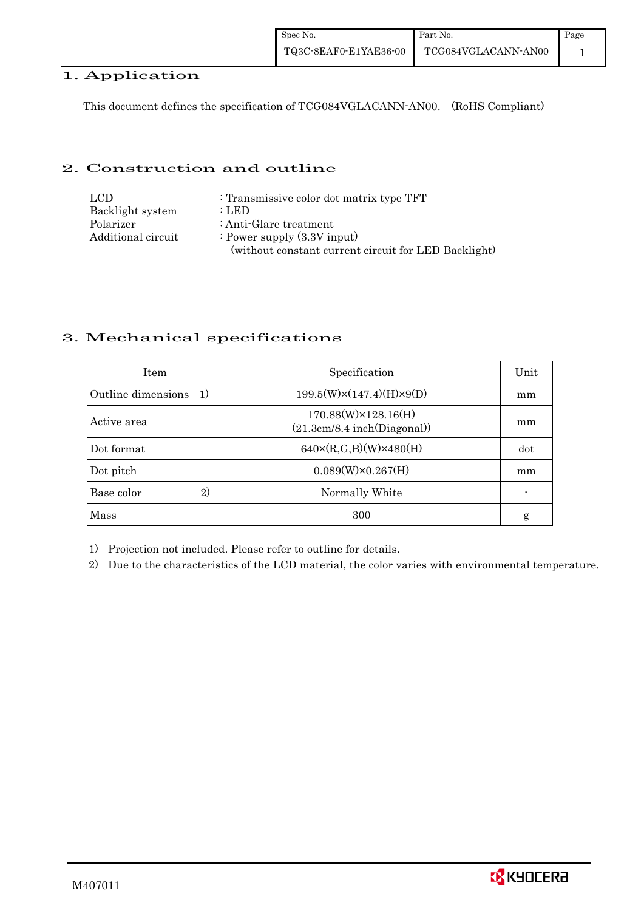## 1. Application

This document defines the specification of TCG084VGLACANN-AN00. (RoHS Compliant)

## 2. Construction and outline

LCD : Transmissive color dot matrix type TFT
Backlight system : LED
Polarizer : Anti-Glare treatment
Additional circuit : Power supply (3.3V input)
(without constant current circuit for LED Backlight)

## 3. Mechanical specifications

| Item | Specification | Unit |
|---|---|---|
| Outline dimensions 1) | 199.5(W)×(147.4)(H)×9(D) | mm |
| Active area | 170.88(W)×128.16(H) (21.3cm/8.4 inch(Diagonal)) | mm |
| Dot format | 640×(R,G,B)(W)×480(H) | dot |
| Dot pitch | 0.089(W)×0.267(H) | mm |
| Base color 2) | Normally White | - |
| Mass | 300 | g |

1) Projection not included. Please refer to outline for details.
2) Due to the characteristics of the LCD material, the color varies with environmental temperature.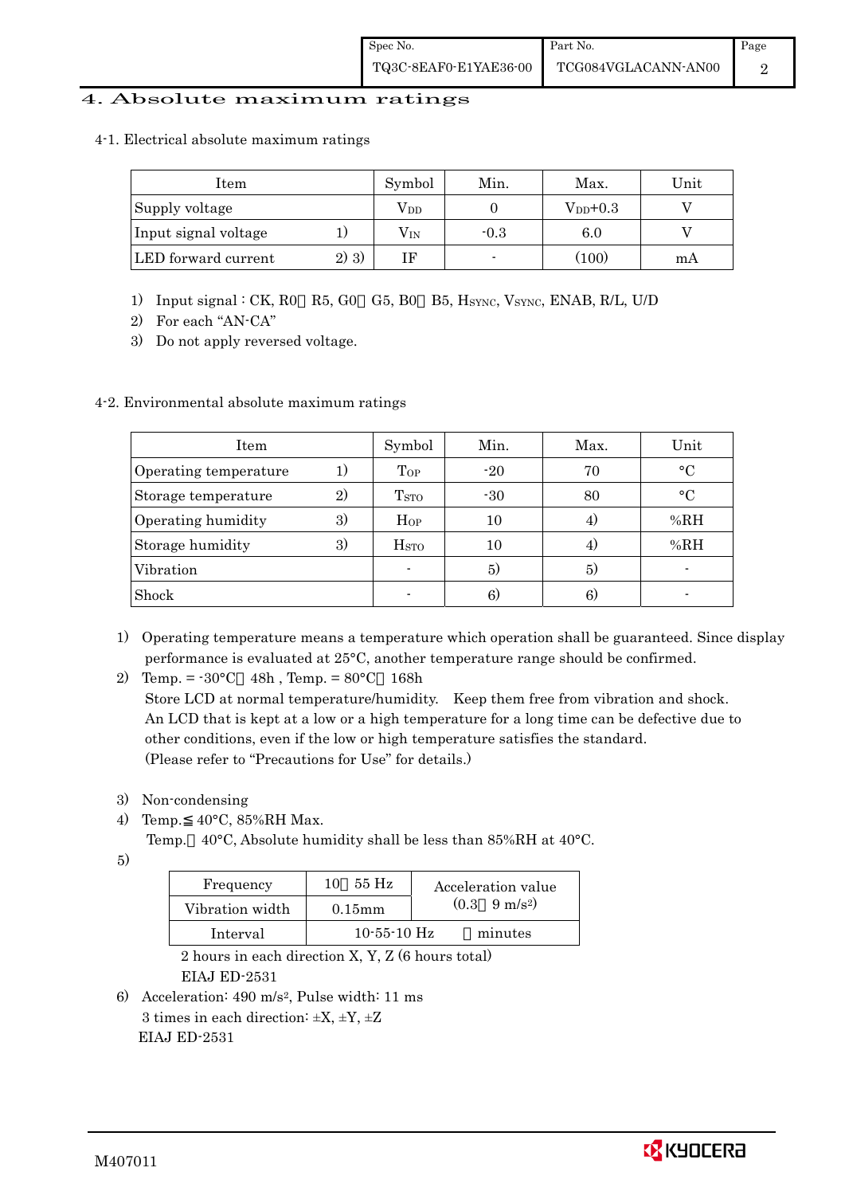# 4. Absolute maximum ratings

## 4-1. Electrical absolute maximum ratings

| Item | | Symbol | Min. | Max. | Unit |
|---|---|---|---|---|---|
| Supply voltage | | $V_{DD}$ | 0 | $V_{DD}$+0.3 | V |
| Input signal voltage | 1) | $V_{IN}$ | -0.3 | 6.0 | V |
| LED forward current | 2) 3) | IF | - | (100) | mA |

1) Input signal : CK, R0～R5, G0～G5, B0～B5, $H_{SYNC}$, $V_{SYNC}$, ENAB, R/L, U/D
2) For each "AN-CA"
3) Do not apply reversed voltage.

## 4-2. Environmental absolute maximum ratings

| Item | | Symbol | Min. | Max. | Unit |
|---|---|---|---|---|---|
| Operating temperature | 1) | $T_{OP}$ | -20 | 70 | °C |
| Storage temperature | 2) | $T_{STO}$ | -30 | 80 | °C |
| Operating humidity | 3) | $H_{OP}$ | 10 | 4) | %RH |
| Storage humidity | 3) | $H_{STO}$ | 10 | 4) | %RH |
| Vibration | | - | 5) | 5) | - |
| Shock | | - | 6) | 6) | - |

1) Operating temperature means a temperature which operation shall be guaranteed. Since display performance is evaluated at 25°C, another temperature range should be confirmed.
2) Temp. = -30°C　48h , Temp. = 80°C　168h
   Store LCD at normal temperature/humidity.　Keep them free from vibration and shock.
   An LCD that is kept at a low or a high temperature for a long time can be defective due to other conditions, even if the low or high temperature satisfies the standard.
   (Please refer to "Precautions for Use" for details.)
3) Non-condensing
4) Temp.≦40°C, 85%RH Max.
   Temp.＞40°C, Absolute humidity shall be less than 85%RH at 40°C.
5)

| Frequency | 10～55 Hz | Acceleration value (0.3～9 m/s²) |
|---|---|---|
| Vibration width | 0.15mm | |
| Interval | 10-55-10 Hz　　1 minutes | |

   2 hours in each direction X, Y, Z (6 hours total)
   EIAJ ED-2531
6) Acceleration: 490 m/s², Pulse width: 11 ms
   3 times in each direction: ±X, ±Y, ±Z
   EIAJ ED-2531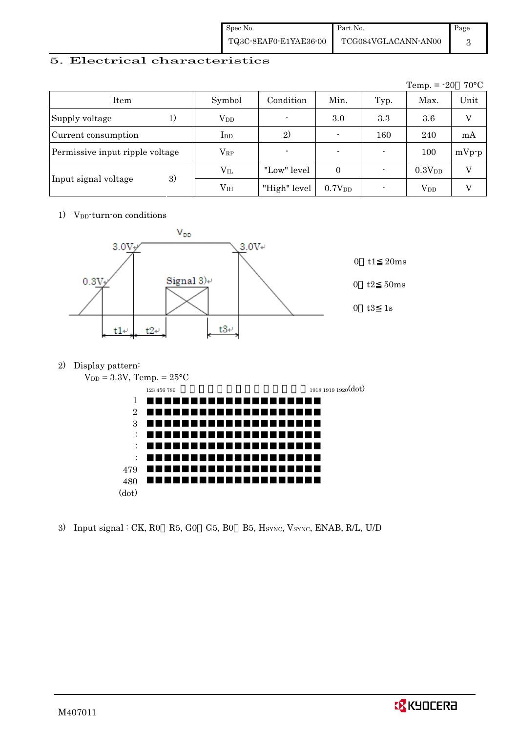## 5. Electrical characteristics

Temp. = -20～70°C

| Item | | Symbol | Condition | Min. | Typ. | Max. | Unit |
|---|---|---|---|---|---|---|---|
| Supply voltage | 1) | $V_{DD}$ | - | 3.0 | 3.3 | 3.6 | V |
| Current consumption | | $I_{DD}$ | 2) | - | 160 | 240 | mA |
| Permissive input ripple voltage | | $V_{RP}$ | - | - | - | 100 | mVp-p |
| Input signal voltage | 3) | $V_{IL}$ | "Low" level | 0 | - | $0.3V_{DD}$ | V |
| | | $V_{IH}$ | "High" level | $0.7V_{DD}$ | - | $V_{DD}$ | V |

1) $V_{DD}$-turn-on conditions

$V_{DD}$

3.0V　3.0V　0.3V　Signal 3)　t1　t2　t3

0＜t1≦20ms

0＜t2≦50ms

0＜t3≦1s

2) Display pattern:

$V_{DD}$ = 3.3V, Temp. = 25°C

123 456 789 ･･･ 1918 1919 1920 (dot)

1, 2, 3, :, :, :, 479, 480 (dot)

3) Input signal : CK, R0～R5, G0～G5, B0～B5, $H_{SYNC}$, $V_{SYNC}$, ENAB, R/L, U/D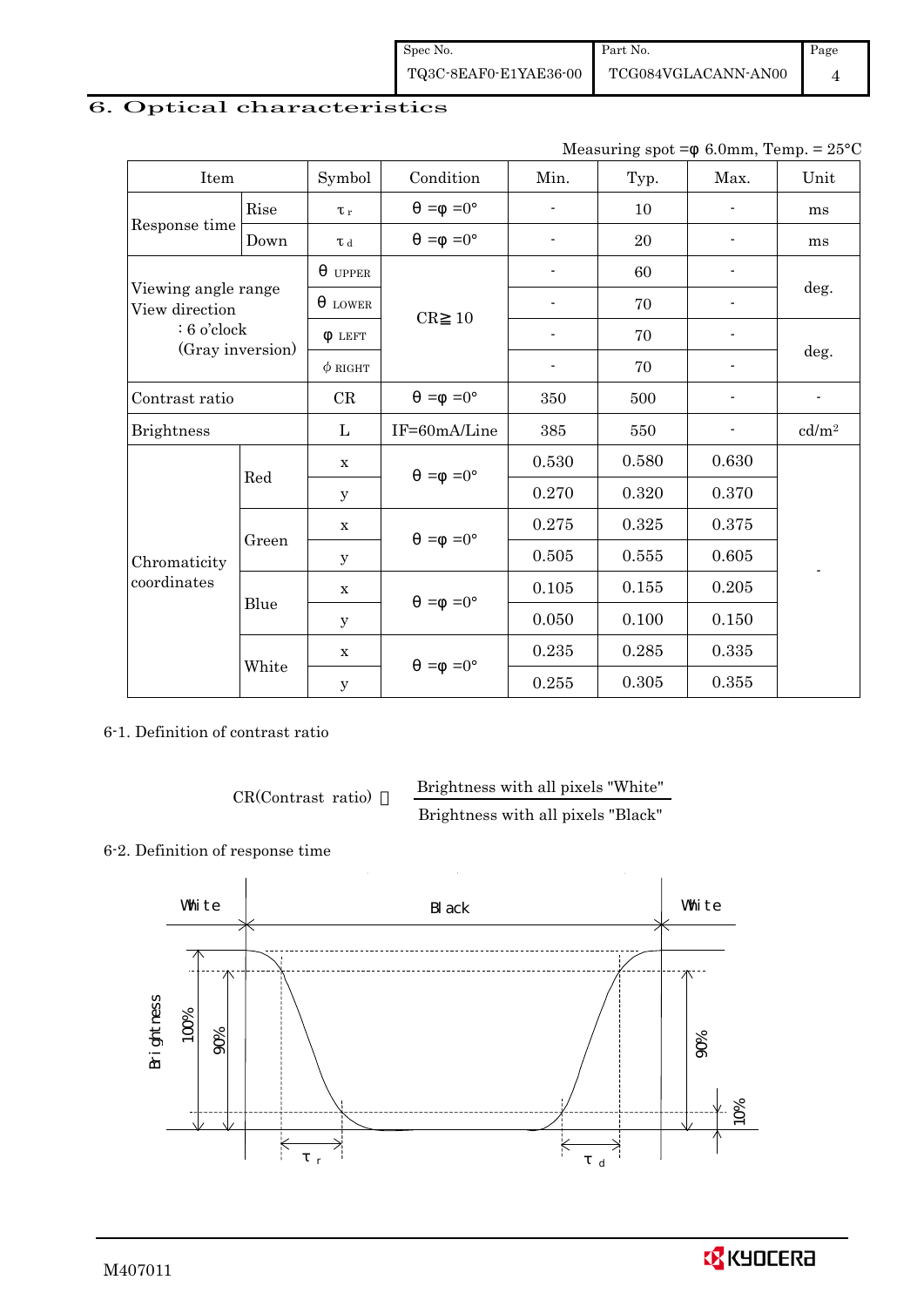## 6. Optical characteristics

Measuring spot = φ 6.0mm, Temp. = 25°C

| Item | | Symbol | Condition | Min. | Typ. | Max. | Unit |
|---|---|---|---|---|---|---|---|
| Response time | Rise | $\tau_r$ | $\theta = \phi = 0°$ | - | 10 | - | ms |
| | Down | $\tau_d$ | $\theta = \phi = 0°$ | - | 20 | - | ms |
| Viewing angle range View direction : 6 o'clock (Gray inversion) | | $\theta_{UPPER}$ | CR≧ 10 | - | 60 | - | deg. |
| | | $\theta_{LOWER}$ | | - | 70 | - | |
| | | $\phi_{LEFT}$ | | - | 70 | - | deg. |
| | | $\phi_{RIGHT}$ | | - | 70 | - | |
| Contrast ratio | | CR | $\theta = \phi = 0°$ | 350 | 500 | - | - |
| Brightness | | L | IF=60mA/Line | 385 | 550 | - | cd/m² |
| Chromaticity coordinates | Red | x | $\theta = \phi = 0°$ | 0.530 | 0.580 | 0.630 | - |
| | | y | | 0.270 | 0.320 | 0.370 | |
| | Green | x | $\theta = \phi = 0°$ | 0.275 | 0.325 | 0.375 | |
| | | y | | 0.505 | 0.555 | 0.605 | |
| | Blue | x | $\theta = \phi = 0°$ | 0.105 | 0.155 | 0.205 | |
| | | y | | 0.050 | 0.100 | 0.150 | |
| | White | x | $\theta = \phi = 0°$ | 0.235 | 0.285 | 0.335 | |
| | | y | | 0.255 | 0.305 | 0.355 | |

6-1. Definition of contrast ratio

$$\text{CR(Contrast ratio)} = \frac{\text{Brightness with all pixels "White"}}{\text{Brightness with all pixels "Black"}}$$

6-2. Definition of response time

White | Black | White

Brightness: 100%, 90%, 10%; $\tau_r$, $\tau_d$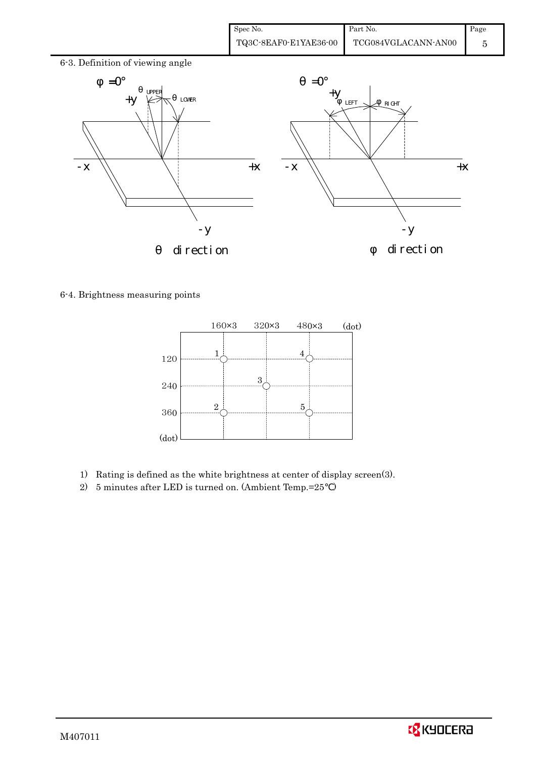6-3. Definition of viewing angle

φ =0° — θ direction (θ UPPER, θ LOWER; +y, -y, -x, +x)

θ =0° — φ direction (φ LEFT, φ RIGHT; +y, -y, -x, +x)

6-4. Brightness measuring points

| (dot) | 160×3 | 320×3 | 480×3 |
|---|---|---|---|
| 120 | 1 | | 4 |
| 240 | | 3 | |
| 360 | 2 | | 5 |

1) Rating is defined as the white brightness at center of display screen(3).
2) 5 minutes after LED is turned on. (Ambient Temp.=25℃)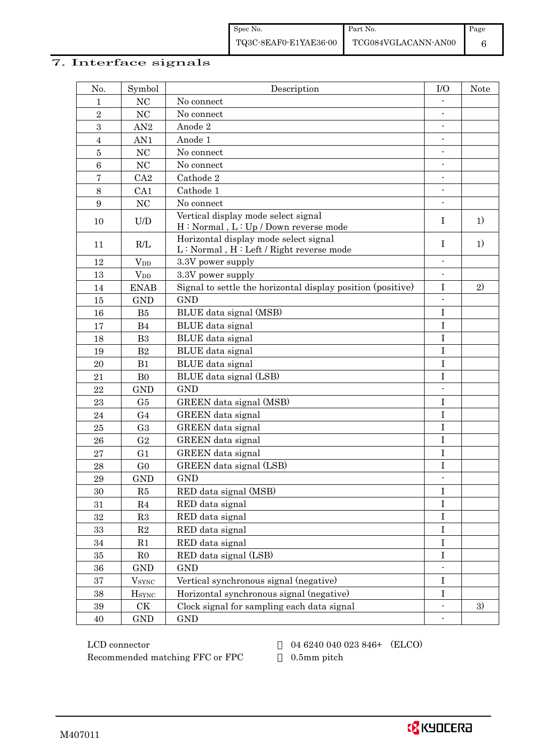# 7. Interface signals

| No. | Symbol | Description | I/O | Note |
|---|---|---|---|---|
| 1 | NC | No connect | - | |
| 2 | NC | No connect | - | |
| 3 | AN2 | Anode 2 | - | |
| 4 | AN1 | Anode 1 | - | |
| 5 | NC | No connect | - | |
| 6 | NC | No connect | - | |
| 7 | CA2 | Cathode 2 | - | |
| 8 | CA1 | Cathode 1 | - | |
| 9 | NC | No connect | - | |
| 10 | U/D | Vertical display mode select signal<br>H : Normal , L : Up / Down reverse mode | I | 1) |
| 11 | R/L | Horizontal display mode select signal<br>L : Normal , H : Left / Right reverse mode | I | 1) |
| 12 | $V_{DD}$ | 3.3V power supply | - | |
| 13 | $V_{DD}$ | 3.3V power supply | - | |
| 14 | ENAB | Signal to settle the horizontal display position (positive) | I | 2) |
| 15 | GND | GND | - | |
| 16 | B5 | BLUE data signal (MSB) | I | |
| 17 | B4 | BLUE data signal | I | |
| 18 | B3 | BLUE data signal | I | |
| 19 | B2 | BLUE data signal | I | |
| 20 | B1 | BLUE data signal | I | |
| 21 | B0 | BLUE data signal (LSB) | I | |
| 22 | GND | GND | - | |
| 23 | G5 | GREEN data signal (MSB) | I | |
| 24 | G4 | GREEN data signal | I | |
| 25 | G3 | GREEN data signal | I | |
| 26 | G2 | GREEN data signal | I | |
| 27 | G1 | GREEN data signal | I | |
| 28 | G0 | GREEN data signal (LSB) | I | |
| 29 | GND | GND | - | |
| 30 | R5 | RED data signal (MSB) | I | |
| 31 | R4 | RED data signal | I | |
| 32 | R3 | RED data signal | I | |
| 33 | R2 | RED data signal | I | |
| 34 | R1 | RED data signal | I | |
| 35 | R0 | RED data signal (LSB) | I | |
| 36 | GND | GND | - | |
| 37 | $V_{SYNC}$ | Vertical synchronous signal (negative) | I | |
| 38 | $H_{SYNC}$ | Horizontal synchronous signal (negative) | I | |
| 39 | CK | Clock signal for sampling each data signal | - | 3) |
| 40 | GND | GND | - | |

LCD connector : 04 6240 040 023 846+ (ELCO)

Recommended matching FFC or FPC : 0.5mm pitch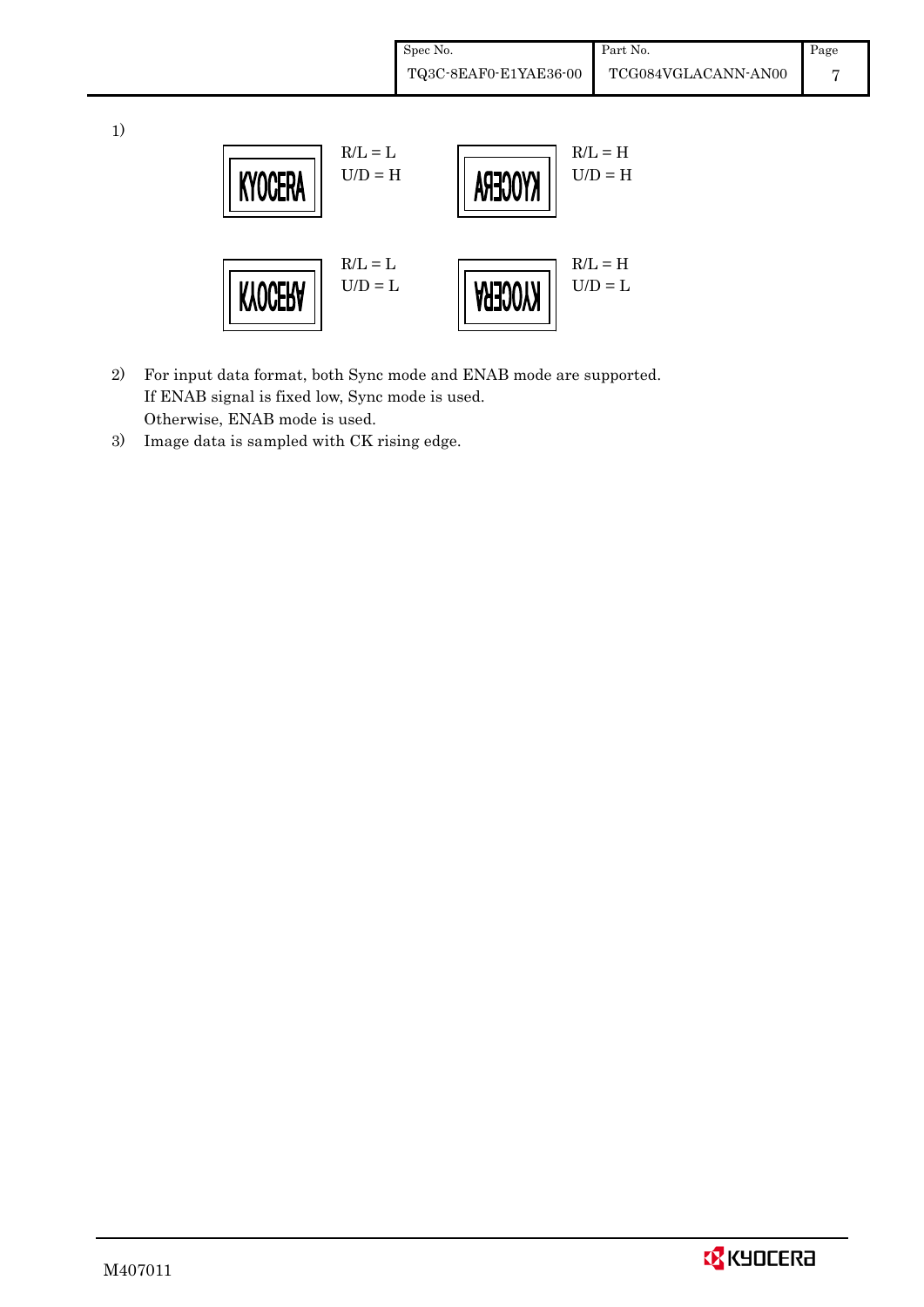1)

| | | | |
|---|---|---|---|
| KYOCERA | R/L = L<br>U/D = H | KYOCERA (mirrored) | R/L = H<br>U/D = H |
| KYOCERA (upside down) | R/L = L<br>U/D = L | KYOCERA (rotated 180°) | R/L = H<br>U/D = L |

2) For input data format, both Sync mode and ENAB mode are supported.
   If ENAB signal is fixed low, Sync mode is used.
   Otherwise, ENAB mode is used.

3) Image data is sampled with CK rising edge.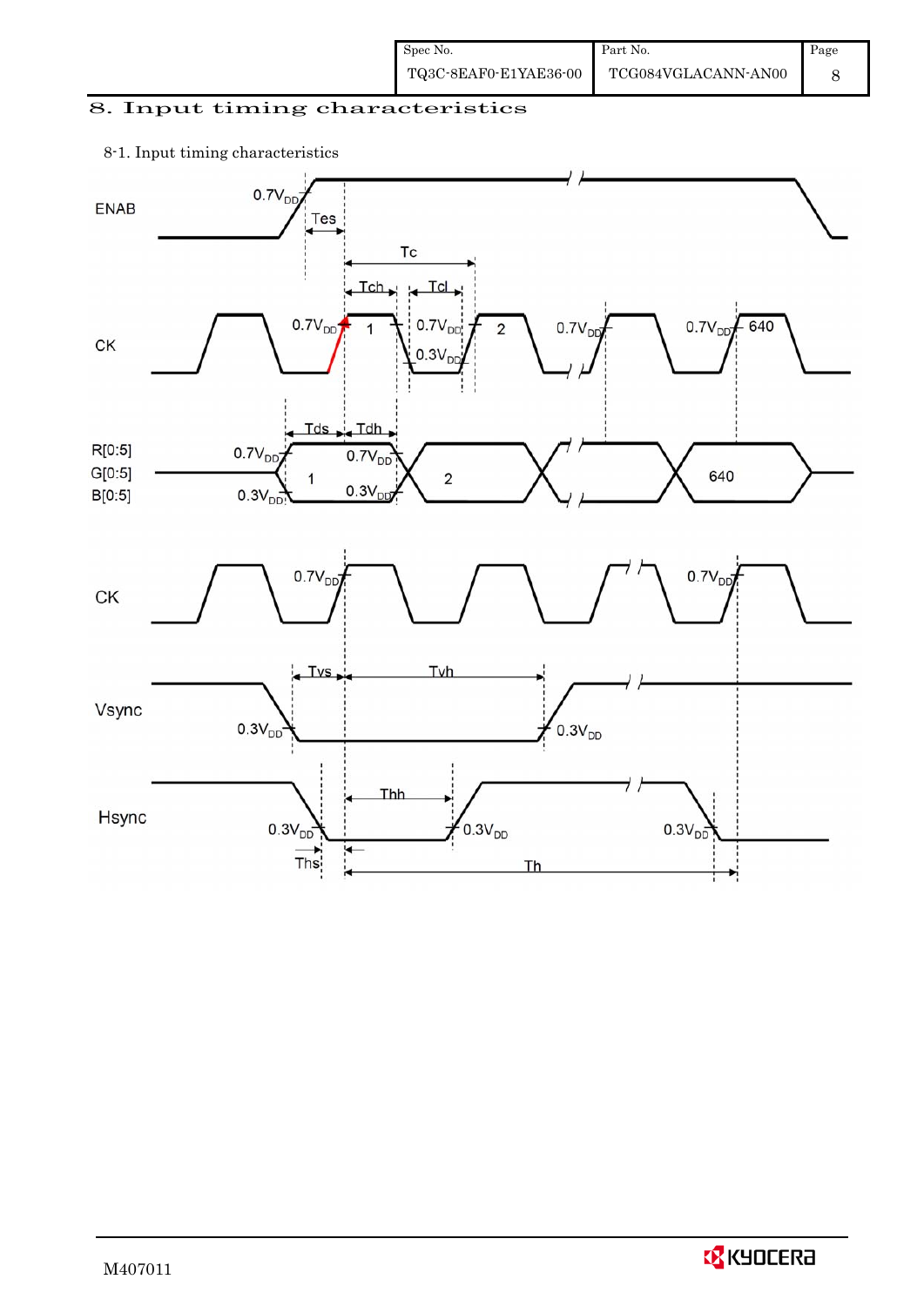## 8. Input timing characteristics

8-1. Input timing characteristics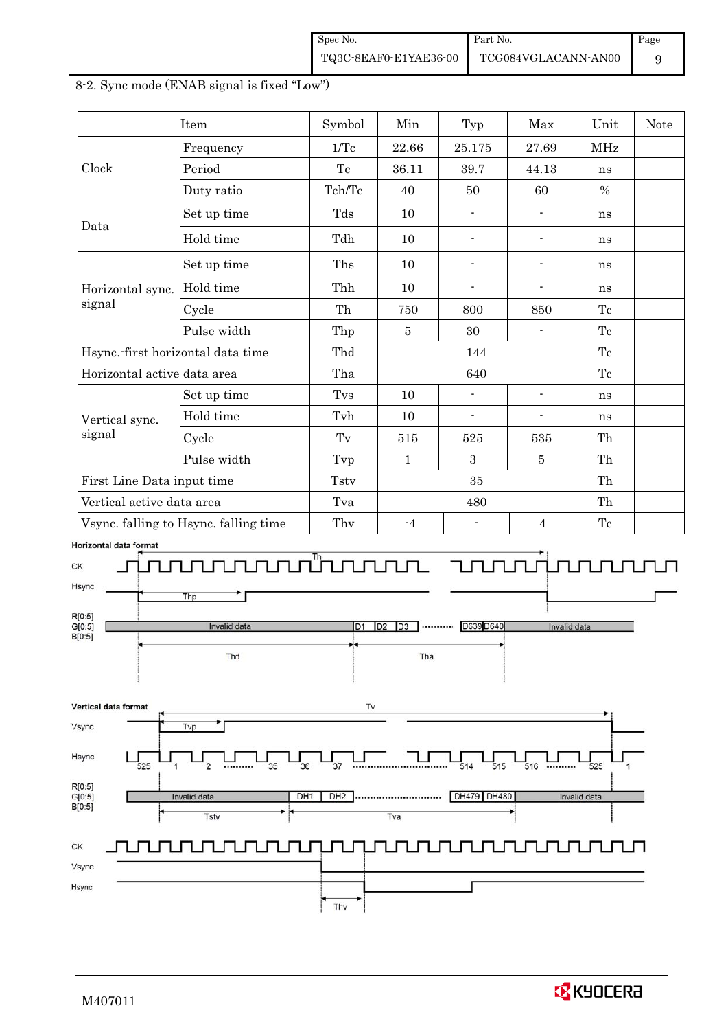8-2. Sync mode (ENAB signal is fixed "Low")

| Item | | Symbol | Min | Typ | Max | Unit | Note |
|---|---|---|---|---|---|---|---|
| Clock | Frequency | 1/Tc | 22.66 | 25.175 | 27.69 | MHz | |
| | Period | Tc | 36.11 | 39.7 | 44.13 | ns | |
| | Duty ratio | Tch/Tc | 40 | 50 | 60 | % | |
| Data | Set up time | Tds | 10 | - | - | ns | |
| | Hold time | Tdh | 10 | - | - | ns | |
| Horizontal sync. signal | Set up time | Ths | 10 | - | - | ns | |
| | Hold time | Thh | 10 | - | - | ns | |
| | Cycle | Th | 750 | 800 | 850 | Tc | |
| | Pulse width | Thp | 5 | 30 | - | Tc | |
| Hsync.-first horizontal data time | | Thd | | 144 | | Tc | |
| Horizontal active data area | | Tha | | 640 | | Tc | |
| Vertical sync. signal | Set up time | Tvs | 10 | - | - | ns | |
| | Hold time | Tvh | 10 | - | - | ns | |
| | Cycle | Tv | 515 | 525 | 535 | Th | |
| | Pulse width | Tvp | 1 | 3 | 5 | Th | |
| First Line Data input time | | Tstv | | 35 | | Th | |
| Vertical active data area | | Tva | | 480 | | Th | |
| Vsync. falling to Hsync. falling time | | Thv | -4 | - | 4 | Tc | |

Horizontal data format

Vertical data format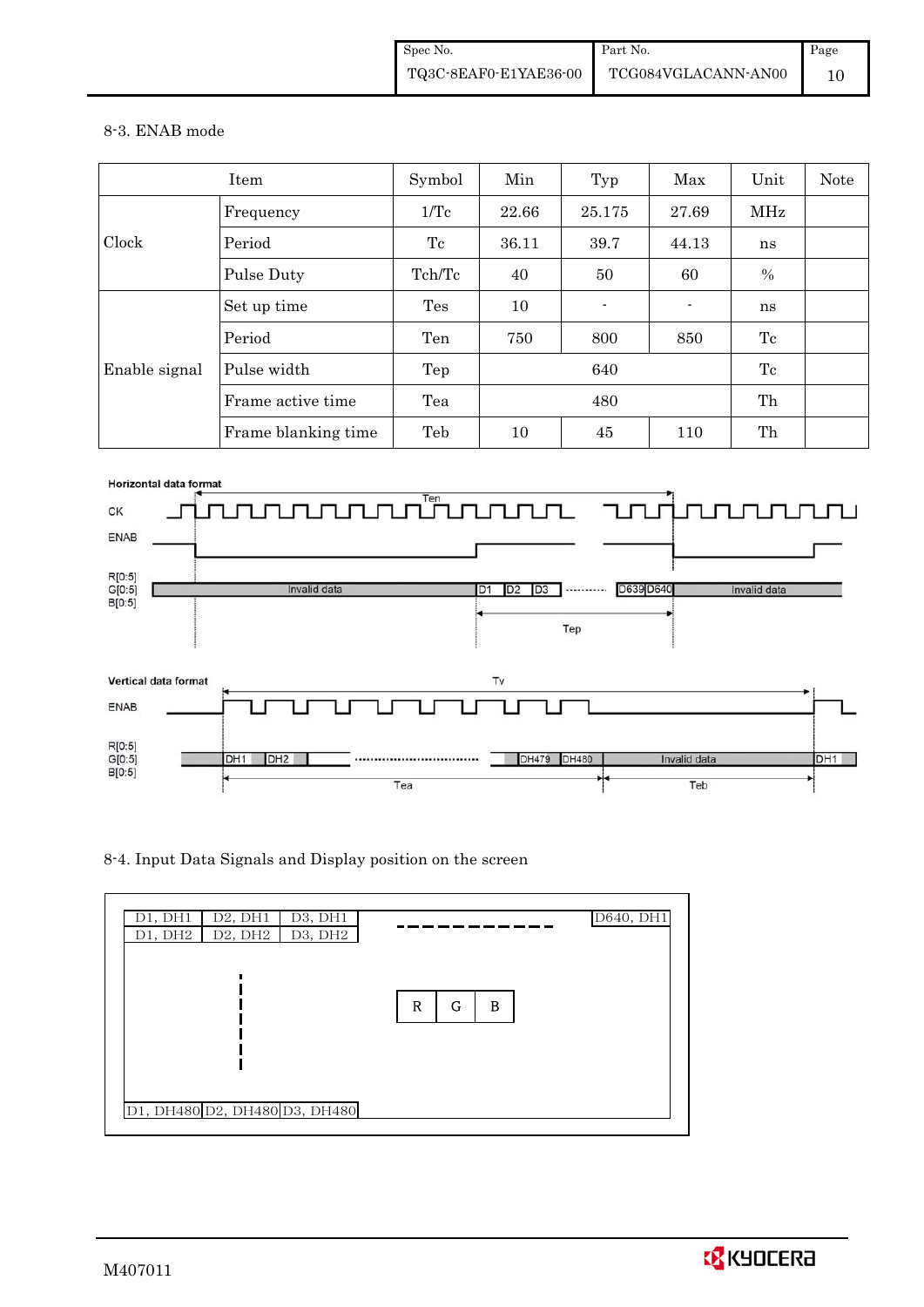8-3. ENAB mode

| Item | | Symbol | Min | Typ | Max | Unit | Note |
|---|---|---|---|---|---|---|---|
| Clock | Frequency | 1/Tc | 22.66 | 25.175 | 27.69 | MHz | |
| | Period | Tc | 36.11 | 39.7 | 44.13 | ns | |
| | Pulse Duty | Tch/Tc | 40 | 50 | 60 | % | |
| Enable signal | Set up time | Tes | 10 | - | - | ns | |
| | Period | Ten | 750 | 800 | 850 | Tc | |
| | Pulse width | Tep | | 640 | | Tc | |
| | Frame active time | Tea | | 480 | | Th | |
| | Frame blanking time | Teb | 10 | 45 | 110 | Th | |

Horizontal data format

CK, ENAB, R[0:5] G[0:5] B[0:5]: Invalid data, D1, D2, D3, ……, D639, D640, Invalid data; Ten, Tep

Vertical data format

ENAB, R[0:5] G[0:5] B[0:5]: DH1, DH2, ……, DH479, DH480, Invalid data, DH1; Tv, Tea, Teb

8-4. Input Data Signals and Display position on the screen

| D1, DH1 | D2, DH1 | D3, DH1 | - - - | D640, DH1 |
|---|---|---|---|---|
| D1, DH2 | D2, DH2 | D3, DH2 | | |
| ⋮ | | | R G B | |
| D1, DH480 | D2, DH480 | D3, DH480 | | |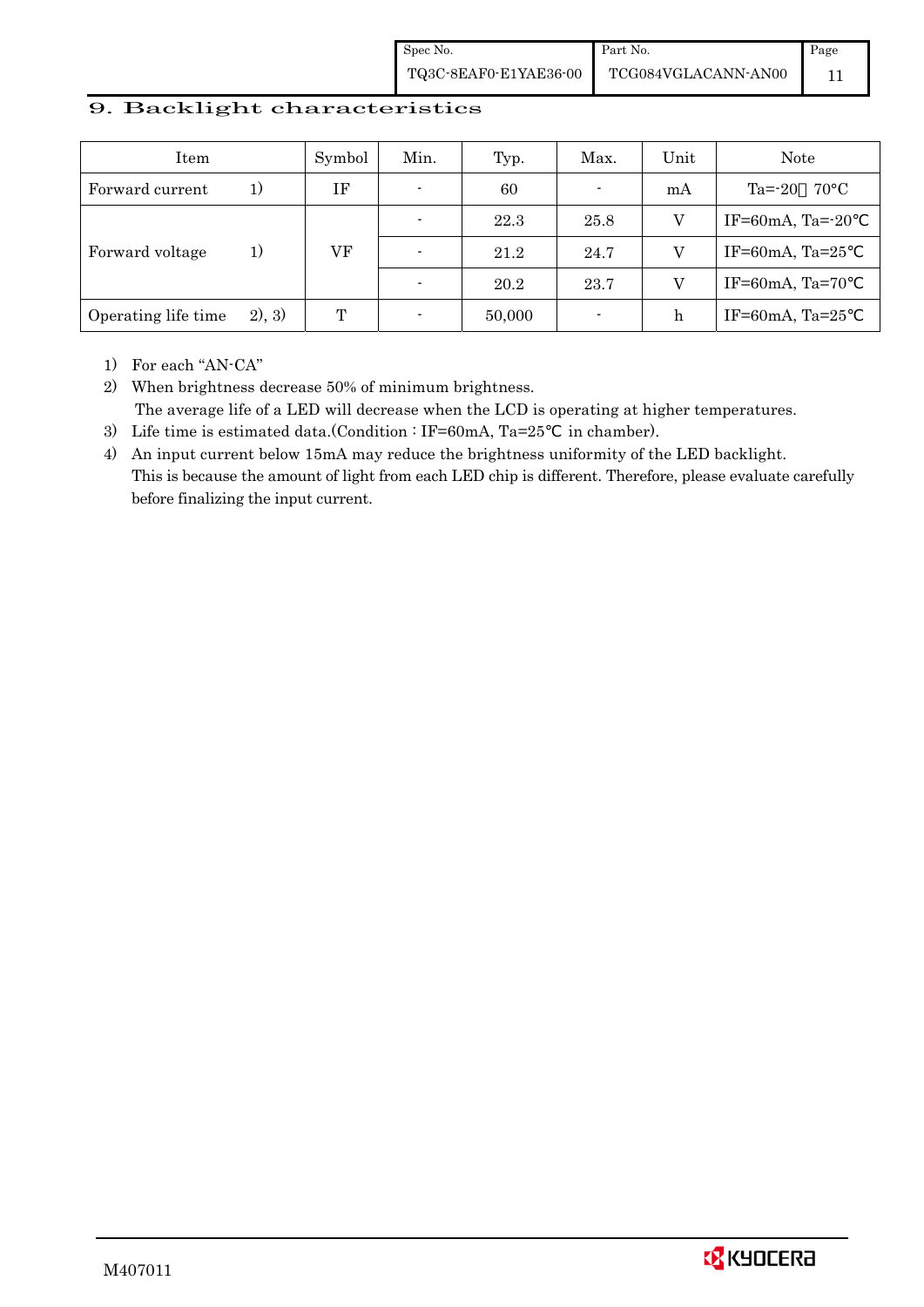## 9. Backlight characteristics

| Item | | Symbol | Min. | Typ. | Max. | Unit | Note |
|---|---|---|---|---|---|---|---|
| Forward current | 1) | IF | - | 60 | - | mA | Ta=-20 70°C |
| Forward voltage | 1) | VF | - | 22.3 | 25.8 | V | IF=60mA, Ta=-20℃ |
| | | | - | 21.2 | 24.7 | V | IF=60mA, Ta=25℃ |
| | | | - | 20.2 | 23.7 | V | IF=60mA, Ta=70℃ |
| Operating life time | 2), 3) | T | - | 50,000 | - | h | IF=60mA, Ta=25℃ |

1) For each "AN-CA"
2) When brightness decrease 50% of minimum brightness.
   The average life of a LED will decrease when the LCD is operating at higher temperatures.
3) Life time is estimated data.(Condition : IF=60mA, Ta=25℃ in chamber).
4) An input current below 15mA may reduce the brightness uniformity of the LED backlight.
   This is because the amount of light from each LED chip is different. Therefore, please evaluate carefully before finalizing the input current.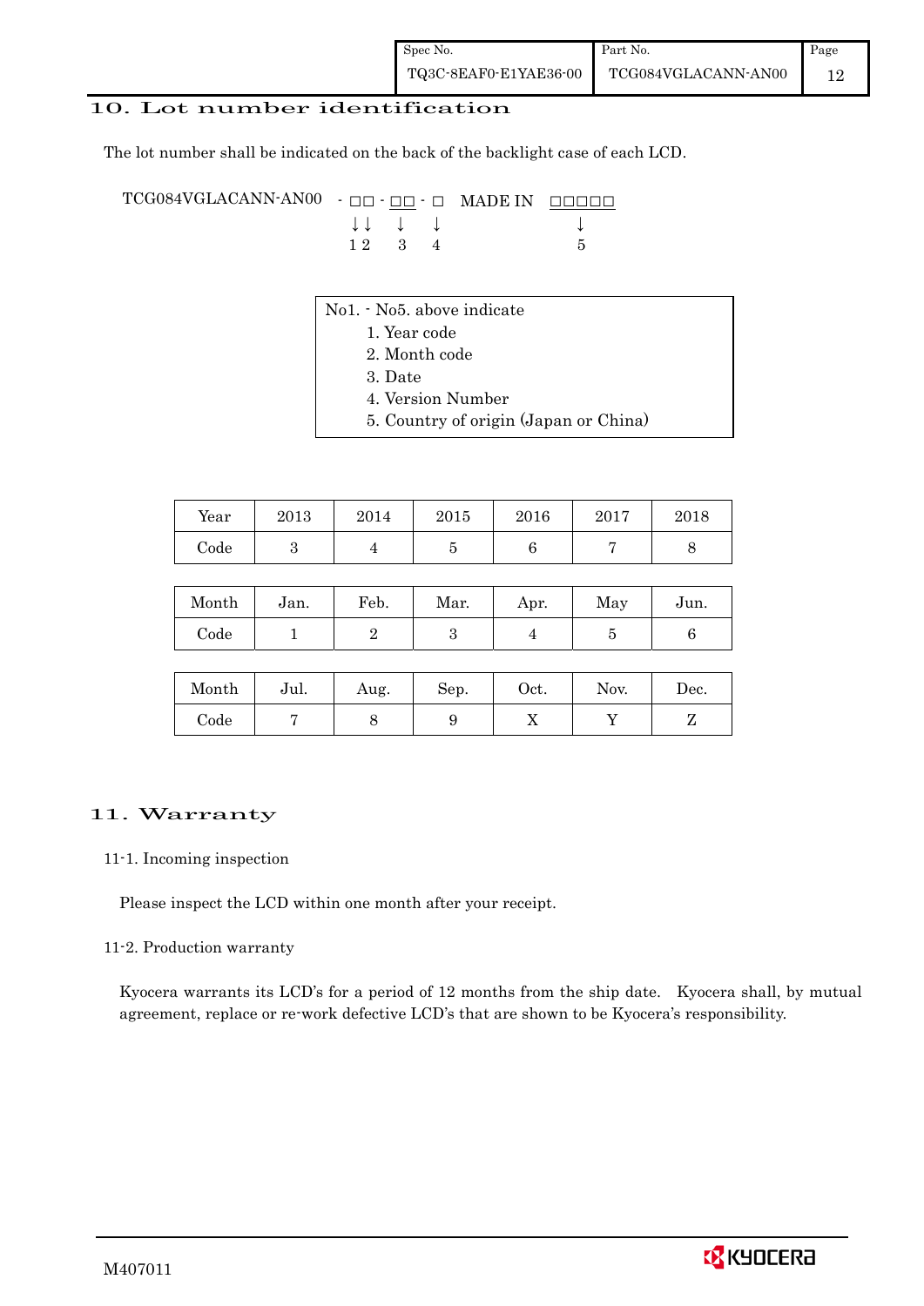## 10. Lot number identification

The lot number shall be indicated on the back of the backlight case of each LCD.

```
TCG084VGLACANN-AN00  - □□ - □□ - □   MADE IN  □□□□□
                       ↓↓   ↓    ↓              ↓
                       1 2  3    4              5
```

No1. - No5. above indicate

1. Year code
2. Month code
3. Date
4. Version Number
5. Country of origin (Japan or China)

| Year | 2013 | 2014 | 2015 | 2016 | 2017 | 2018 |
|---|---|---|---|---|---|---|
| Code | 3 | 4 | 5 | 6 | 7 | 8 |

| Month | Jan. | Feb. | Mar. | Apr. | May | Jun. |
|---|---|---|---|---|---|---|
| Code | 1 | 2 | 3 | 4 | 5 | 6 |

| Month | Jul. | Aug. | Sep. | Oct. | Nov. | Dec. |
|---|---|---|---|---|---|---|
| Code | 7 | 8 | 9 | X | Y | Z |

## 11. Warranty

### 11-1. Incoming inspection

Please inspect the LCD within one month after your receipt.

### 11-2. Production warranty

Kyocera warrants its LCD's for a period of 12 months from the ship date. Kyocera shall, by mutual agreement, replace or re-work defective LCD's that are shown to be Kyocera's responsibility.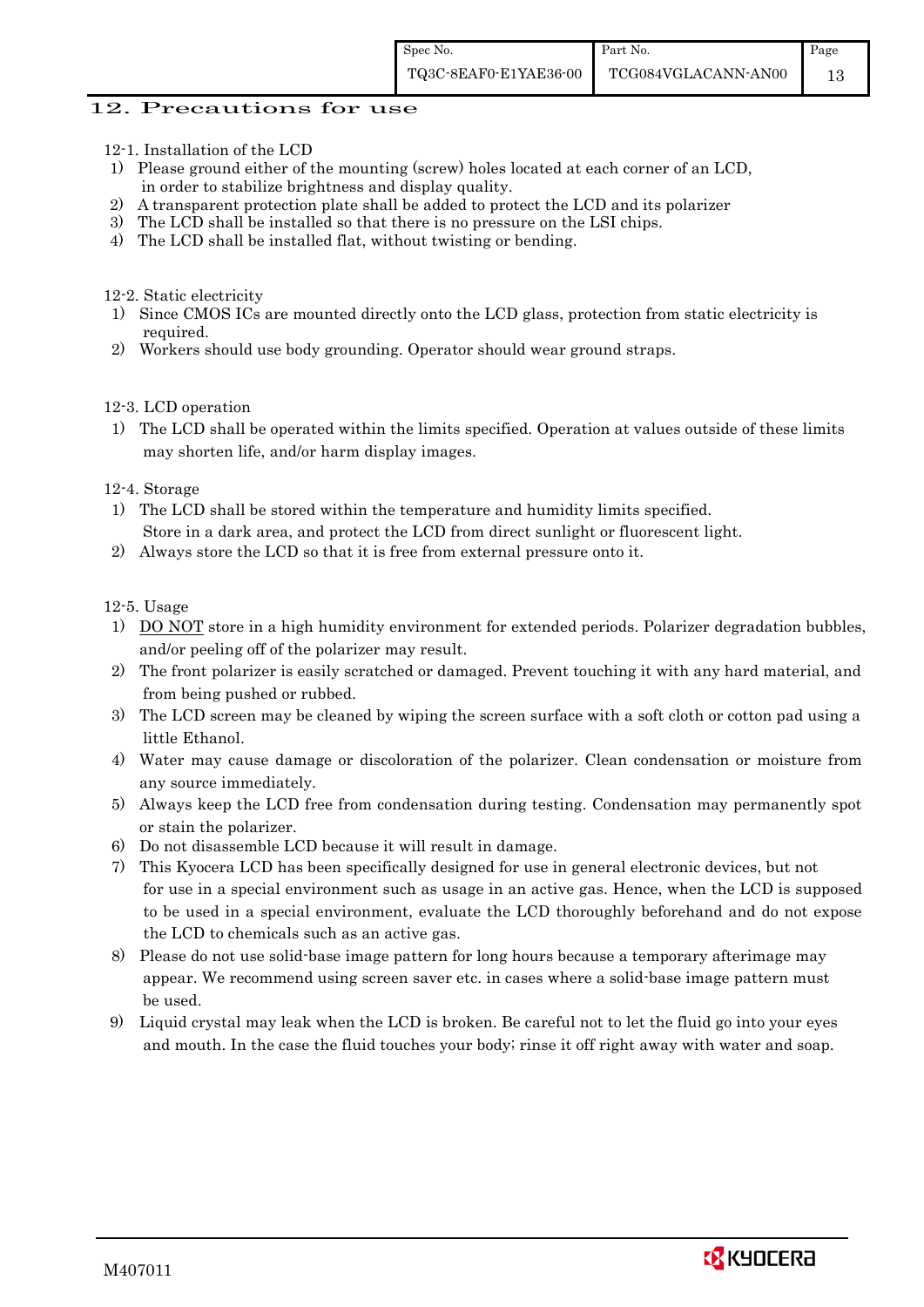# 12. Precautions for use

12-1. Installation of the LCD

1) Please ground either of the mounting (screw) holes located at each corner of an LCD, in order to stabilize brightness and display quality.
2) A transparent protection plate shall be added to protect the LCD and its polarizer
3) The LCD shall be installed so that there is no pressure on the LSI chips.
4) The LCD shall be installed flat, without twisting or bending.

12-2. Static electricity

1) Since CMOS ICs are mounted directly onto the LCD glass, protection from static electricity is required.
2) Workers should use body grounding. Operator should wear ground straps.

12-3. LCD operation

1) The LCD shall be operated within the limits specified. Operation at values outside of these limits may shorten life, and/or harm display images.

12-4. Storage

1) The LCD shall be stored within the temperature and humidity limits specified. Store in a dark area, and protect the LCD from direct sunlight or fluorescent light.
2) Always store the LCD so that it is free from external pressure onto it.

12-5. Usage

1) DO NOT store in a high humidity environment for extended periods. Polarizer degradation bubbles, and/or peeling off of the polarizer may result.
2) The front polarizer is easily scratched or damaged. Prevent touching it with any hard material, and from being pushed or rubbed.
3) The LCD screen may be cleaned by wiping the screen surface with a soft cloth or cotton pad using a little Ethanol.
4) Water may cause damage or discoloration of the polarizer. Clean condensation or moisture from any source immediately.
5) Always keep the LCD free from condensation during testing. Condensation may permanently spot or stain the polarizer.
6) Do not disassemble LCD because it will result in damage.
7) This Kyocera LCD has been specifically designed for use in general electronic devices, but not for use in a special environment such as usage in an active gas. Hence, when the LCD is supposed to be used in a special environment, evaluate the LCD thoroughly beforehand and do not expose the LCD to chemicals such as an active gas.
8) Please do not use solid-base image pattern for long hours because a temporary afterimage may appear. We recommend using screen saver etc. in cases where a solid-base image pattern must be used.
9) Liquid crystal may leak when the LCD is broken. Be careful not to let the fluid go into your eyes and mouth. In the case the fluid touches your body; rinse it off right away with water and soap.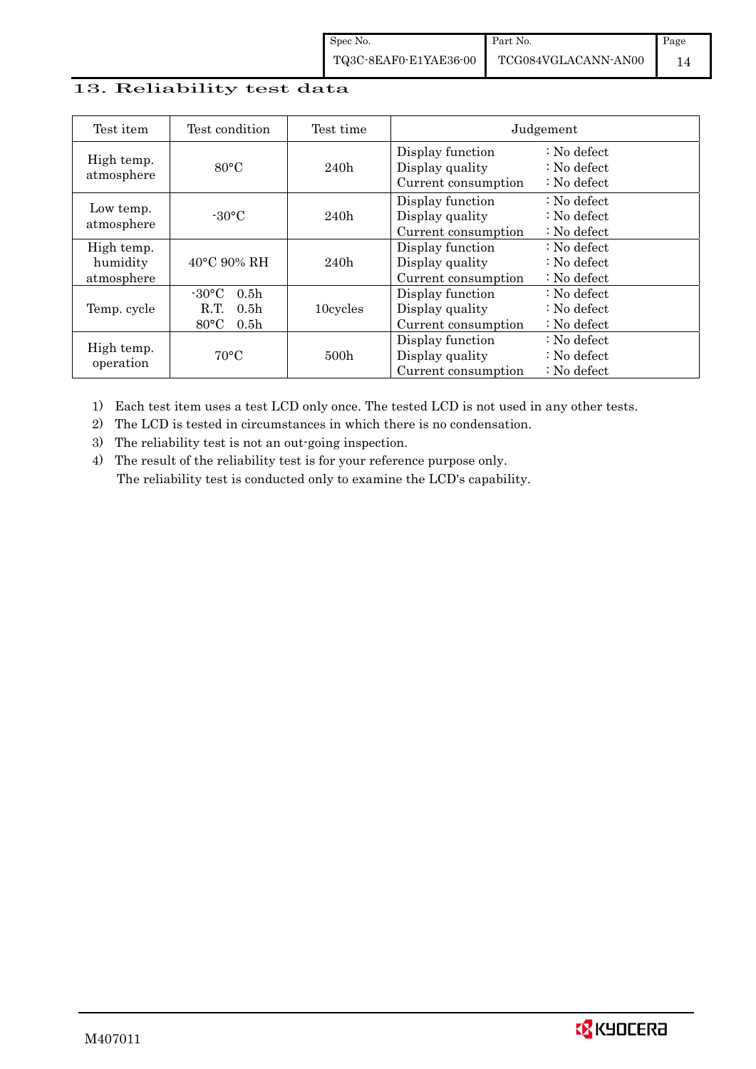## 13. Reliability test data

| Test item | Test condition | Test time | Judgement |
|---|---|---|---|
| High temp. atmosphere | 80°C | 240h | Display function : No defect<br>Display quality : No defect<br>Current consumption : No defect |
| Low temp. atmosphere | -30°C | 240h | Display function : No defect<br>Display quality : No defect<br>Current consumption : No defect |
| High temp. humidity atmosphere | 40°C 90% RH | 240h | Display function : No defect<br>Display quality : No defect<br>Current consumption : No defect |
| Temp. cycle | -30°C 0.5h<br>R.T. 0.5h<br>80°C 0.5h | 10cycles | Display function : No defect<br>Display quality : No defect<br>Current consumption : No defect |
| High temp. operation | 70°C | 500h | Display function : No defect<br>Display quality : No defect<br>Current consumption : No defect |

1) Each test item uses a test LCD only once. The tested LCD is not used in any other tests.
2) The LCD is tested in circumstances in which there is no condensation.
3) The reliability test is not an out-going inspection.
4) The result of the reliability test is for your reference purpose only.
   The reliability test is conducted only to examine the LCD's capability.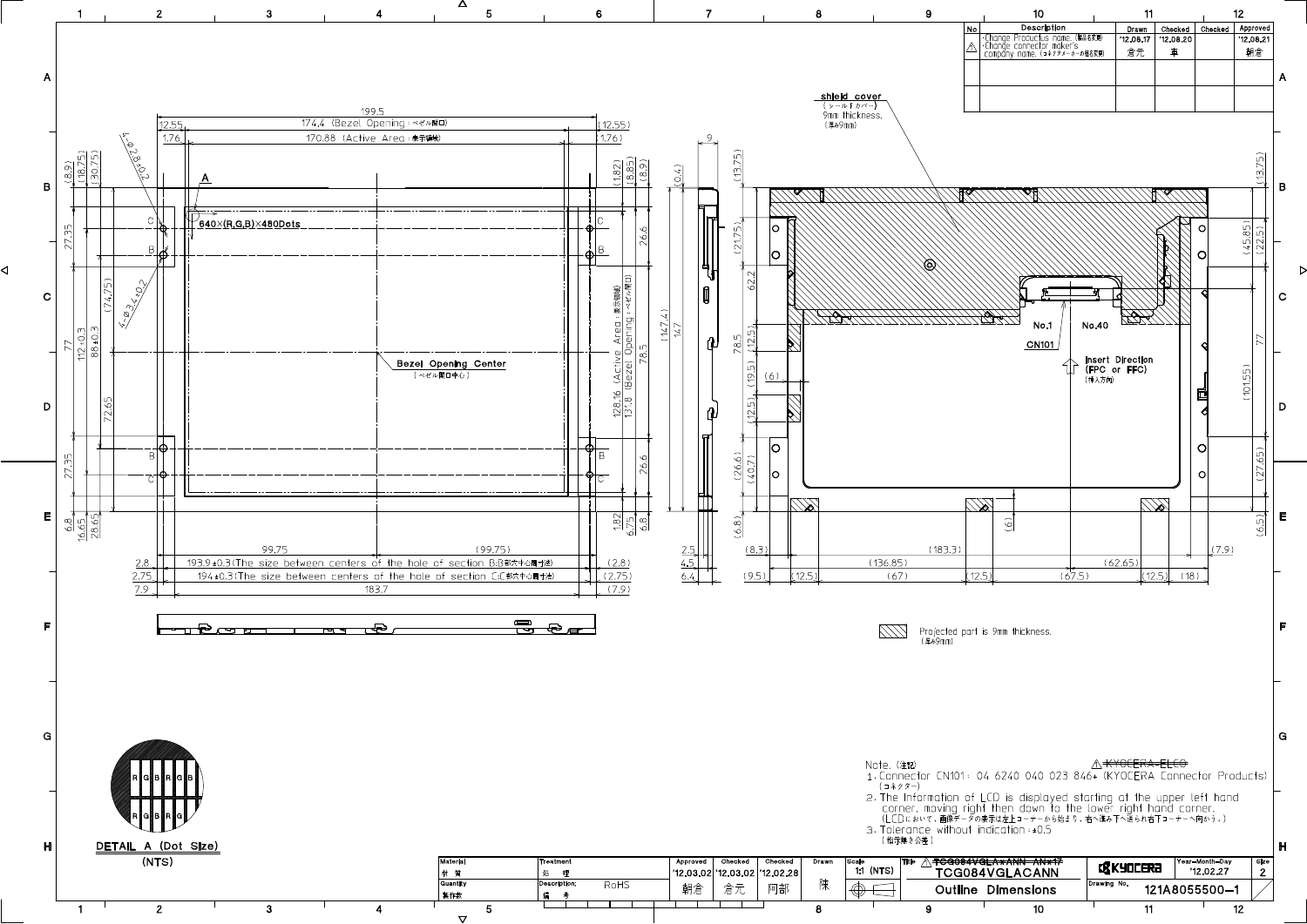| No | Description | Drawn | Checked | Checked | Approved |
|---|---|---|---|---|---|
| ⚠ | ·Change Productus name. (製品名変更) ·Change connector maker's company name. (コネクタメーカーの社名変更) | '12.08.17 倉元 | '12.08.20 陳 | | '12.08.21 朝倉 |
| | | | | | |
| | | | | | |

shield cover (シールドカバー) 9mm thickness. (厚み9mm)

640×(R,G,B)×480Dots

Bezel Opening Center (ベゼル開口中心)

174.4 (Bezel Opening : ベゼル開口)

170.88 (Active Area : 表示領域)

128.16 (Active Area : 表示領域)

131.8 (Bezel Opening : ベゼル開口)

193.9±0.3(The size between centers of the hole of section B:B部穴中心間寸法)

194±0.3(The size between centers of the hole of section C:C部穴中心間寸法)

No.1 No.40

CN101

Insert Direction (FPC or FFC) (挿入方向)

Projected part is 9mm thickness. (厚み9mm)

DETAIL A (Dot Size) (NTS)

Note. (注記) ⚠ ~~KYOCERA-ELCO~~

1. Connector CN101 : 04 6240 040 023 846+ (KYOCERA Connector Products) (コネクター)
2. The Information of LCD is displayed starting at the upper left hand corner, moving right then down to the lower right hand corner. (LCDにおいて、画像データの表示は左上コーナーから始まり、右へ進み下へ送られ右下コーナーへ向かう。)
3. Tolerance without indication : ±0.5 (指示無き公差)

| Material 材質 | Treatment 処理 | Approved | Checked | Checked | Drawn | Scale | Title | | Year-Month-Day | Size |
|---|---|---|---|---|---|---|---|---|---|---|
| | | '12.03.02 | '12.03.02 | '12.02.28 | | 1:1 (NTS) | ⚠ ~~TCG084VGLA*ANN-AN*17~~ TCG084VGLACANN | KYOCERA | '12.02.27 | 2 |
| Quantity 製作数 | Description; 備考 RoHS | 朝倉 | 倉元 | 阿部 | 陳 | | Outline Dimensions | Drawing No. | 121A8055500-1 | |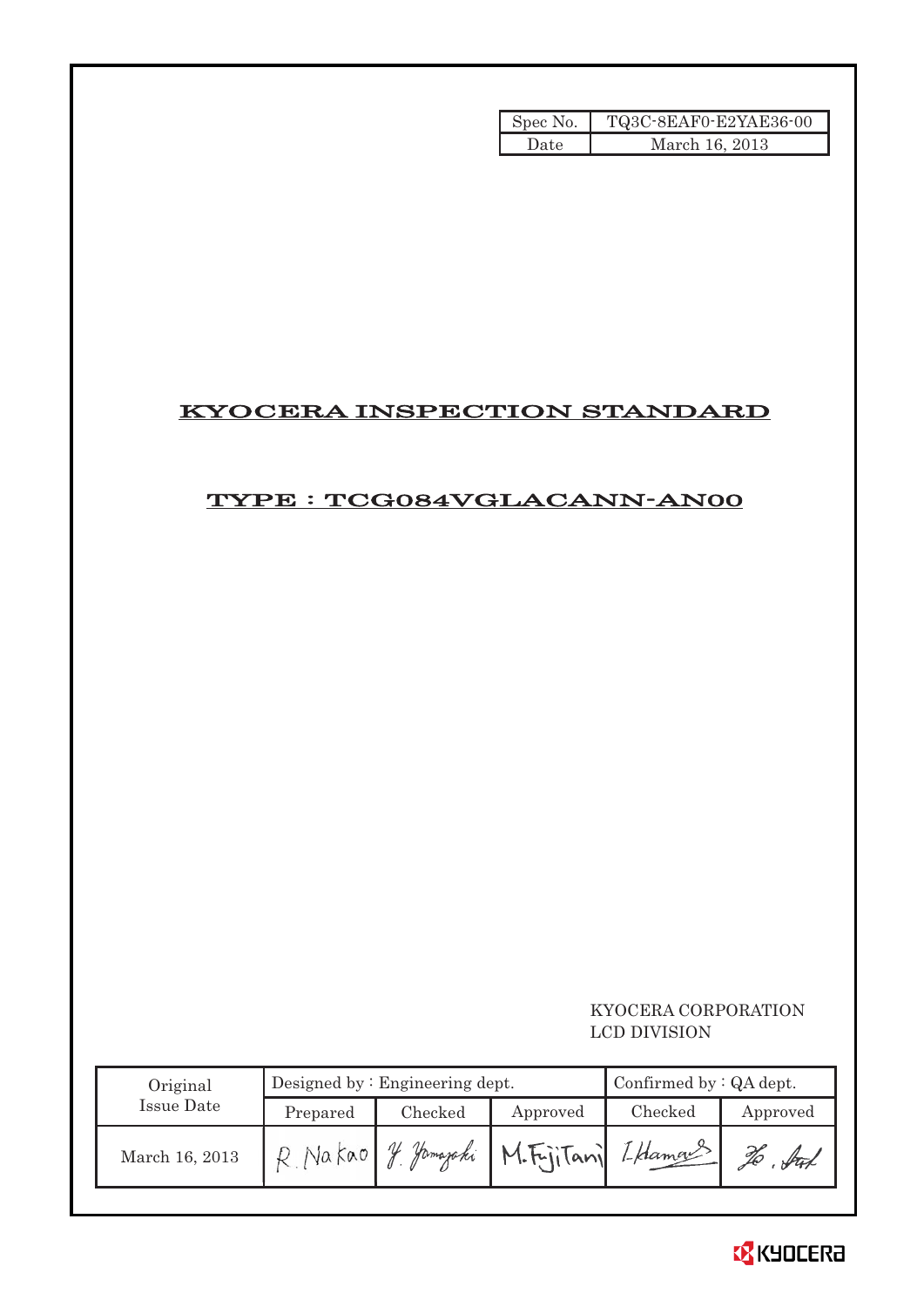| Spec No. | TQ3C-8EAF0-E2YAE36-00 |
| --- | --- |
| Date | March 16, 2013 |

# KYOCERA INSPECTION STANDARD

## TYPE : TCG084VGLACANN-AN00

KYOCERA CORPORATION
LCD DIVISION

| Original Issue Date | Designed by : Engineering dept. | | | Confirmed by : QA dept. | |
| --- | --- | --- | --- | --- | --- |
| | Prepared | Checked | Approved | Checked | Approved |
| March 16, 2013 | R. Nakao | Y. Yamazaki | M. Fujitani | I. Hamano | Ho. Sat |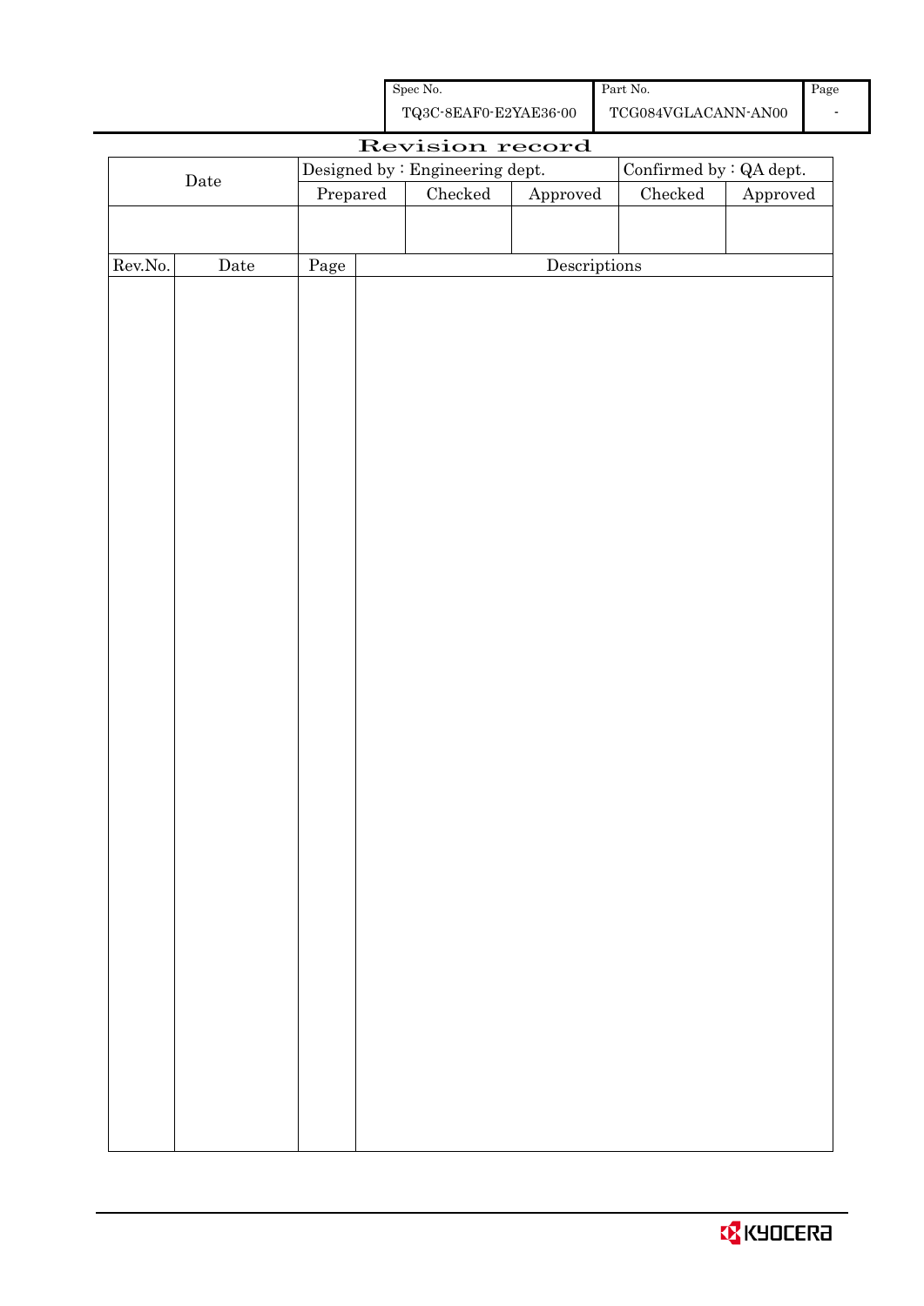| Spec No. | Part No. | Page |
|---|---|---|
| TQ3C-8EAF0-E2YAE36-00 | TCG084VGLACANN-AN00 | - |

# Revision record

| Date | Designed by : Engineering dept. | | | Confirmed by : QA dept. | |
|---|---|---|---|---|---|
| | Prepared | Checked | Approved | Checked | Approved |
| | | | | | |

| Rev.No. | Date | Page | Descriptions |
|---|---|---|---|
| | | | |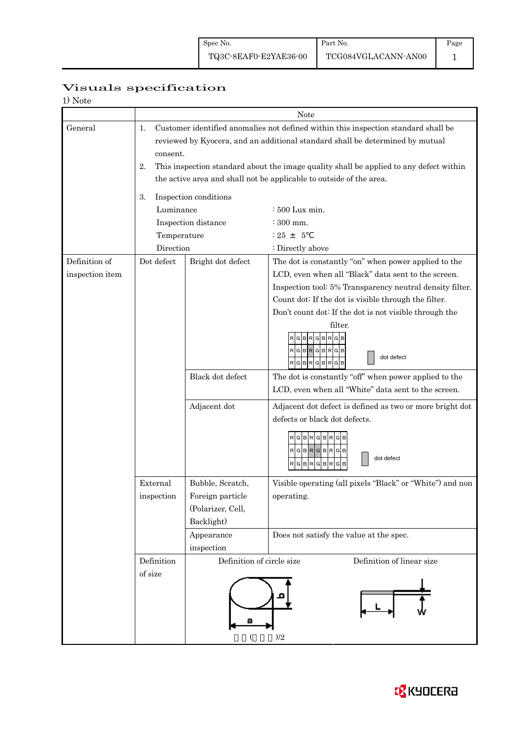| Spec No. | Part No. | Page |
|---|---|---|
| TQ3C-8EAF0-E2YAE36-00 | TCG084VGLACANN-AN00 | 1 |

# Visuals specification

1) Note

| | | | Note |
|---|---|---|---|
| General | 1. Customer identified anomalies not defined within this inspection standard shall be reviewed by Kyocera, and an additional standard shall be determined by mutual consent.<br>2. This inspection standard about the image quality shall be applied to any defect within the active area and shall not be applicable to outside of the area.<br>3. Inspection conditions<br>Luminance : 500 Lux min.<br>Inspection distance : 300 mm.<br>Temperature : 25 ± 5℃<br>Direction : Directly above | | |
| Definition of inspection item | Dot defect | Bright dot defect | The dot is constantly "on" when power applied to the LCD, even when all "Black" data sent to the screen.<br>Inspection tool: 5% Transparency neutral density filter.<br>Count dot: If the dot is visible through the filter.<br>Don't count dot: If the dot is not visible through the filter.<br>RGBRGBRGB / RGBRGBRGB / RGBRGBRGB — dot defect |
| | | Black dot defect | The dot is constantly "off" when power applied to the LCD, even when all "White" data sent to the screen. |
| | | Adjacent dot | Adjacent dot defect is defined as two or more bright dot defects or black dot defects.<br>RGBRGBRGB / RGBRGBRGB / RGBRGBRGB — dot defect |
| | External inspection | Bubble, Scratch, Foreign particle (Polarizer, Cell, Backlight) | Visible operating (all pixels "Black" or "White") and non operating. |
| | | Appearance inspection | Does not satisfy the value at the spec. |
| | Definition of size | Definition of circle size<br>a, b<br>( )/2 | Definition of linear size<br>L, W |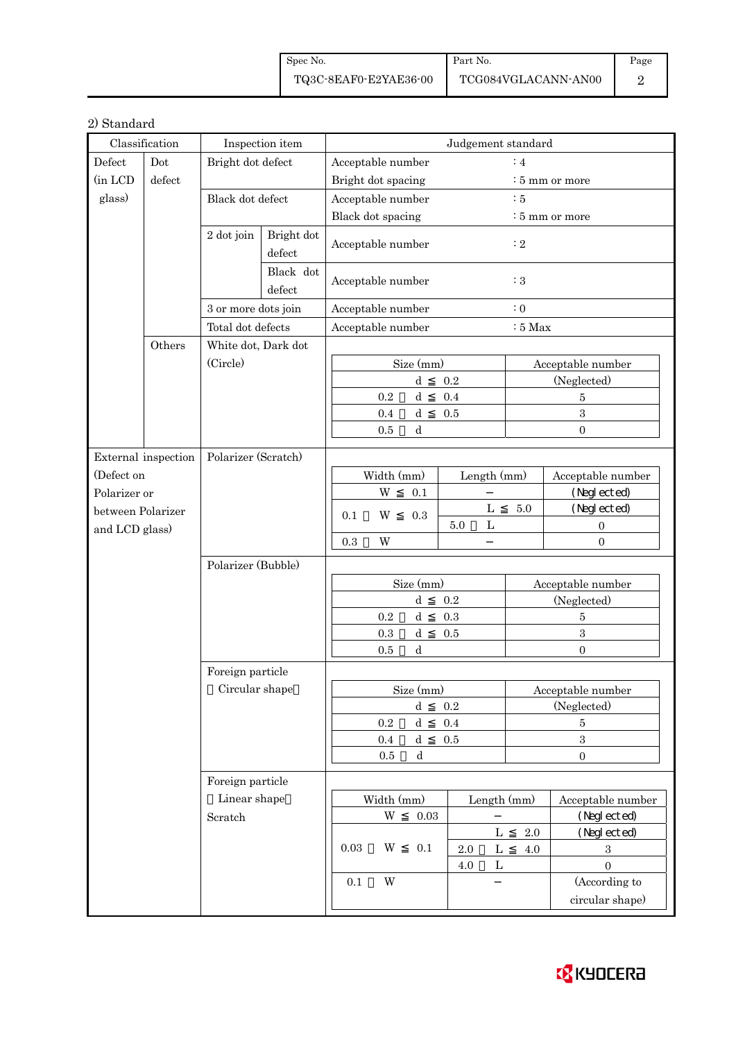2) Standard

| Classification | | Inspection item | | Judgement standard | | |
|---|---|---|---|---|---|---|
| Defect (in LCD glass) | Dot defect | Bright dot defect | | Acceptable number<br>Bright dot spacing | : 4<br>: 5 mm or more | |
| | | Black dot defect | | Acceptable number<br>Black dot spacing | : 5<br>: 5 mm or more | |
| | | 2 dot join | Bright dot defect | Acceptable number | : 2 | |
| | | | Black dot defect | Acceptable number | : 3 | |
| | | 3 or more dots join | | Acceptable number | : 0 | |
| | | Total dot defects | | Acceptable number | : 5 Max | |
| | Others | White dot, Dark dot (Circle) | | | | |

White dot, Dark dot (Circle):

| Size (mm) | Acceptable number |
|---|---|
| d ≦ 0.2 | (Neglected) |
| 0.2 ＜ d ≦ 0.4 | 5 |
| 0.4 ＜ d ≦ 0.5 | 3 |
| 0.5 ＜ d | 0 |

External inspection (Defect on Polarizer or between Polarizer and LCD glass)

Polarizer (Scratch):

| Width (mm) | Length (mm) | Acceptable number |
|---|---|---|
| W ≦ 0.1 | – | (Neglected) |
| 0.1 ＜ W ≦ 0.3 | L ≦ 5.0 | (Neglected) |
| | 5.0 ＜ L | 0 |
| 0.3 ＜ W | – | 0 |

Polarizer (Bubble):

| Size (mm) | Acceptable number |
|---|---|
| d ≦ 0.2 | (Neglected) |
| 0.2 ＜ d ≦ 0.3 | 5 |
| 0.3 ＜ d ≦ 0.5 | 3 |
| 0.5 ＜ d | 0 |

Foreign particle （Circular shape）:

| Size (mm) | Acceptable number |
|---|---|
| d ≦ 0.2 | (Neglected) |
| 0.2 ＜ d ≦ 0.4 | 5 |
| 0.4 ＜ d ≦ 0.5 | 3 |
| 0.5 ＜ d | 0 |

Foreign particle （Linear shape） Scratch:

| Width (mm) | Length (mm) | Acceptable number |
|---|---|---|
| W ≦ 0.03 | – | (Neglected) |
| 0.03 ＜ W ≦ 0.1 | L ≦ 2.0 | (Neglected) |
| | 2.0 ＜ L ≦ 4.0 | 3 |
| | 4.0 ＜ L | 0 |
| 0.1 ＜ W | – | (According to circular shape) |